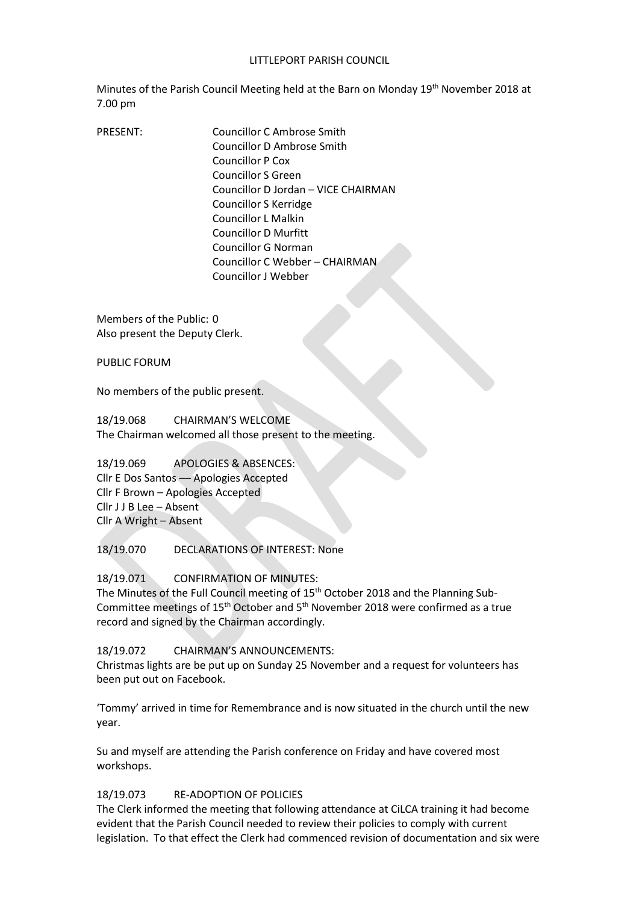# LITTLEPORT PARISH COUNCIL

Minutes of the Parish Council Meeting held at the Barn on Monday 19th November 2018 at 7.00 pm

PRESENT:

Councillor C Ambrose Smith
Councillor D Ambrose Smith
Councillor P Cox
Councillor S Green
Councillor D Jordan – VICE CHAIRMAN
Councillor S Kerridge
Councillor L Malkin
Councillor D Murfitt
Councillor G Norman
Councillor C Webber – CHAIRMAN
Councillor J Webber

Members of the Public: 0
Also present the Deputy Clerk.

PUBLIC FORUM

No members of the public present.

18/19.068 CHAIRMAN'S WELCOME
The Chairman welcomed all those present to the meeting.

18/19.069 APOLOGIES & ABSENCES:
Cllr E Dos Santos –– Apologies Accepted
Cllr F Brown – Apologies Accepted
Cllr J J B Lee – Absent
Cllr A Wright – Absent

18/19.070 DECLARATIONS OF INTEREST: None

18/19.071 CONFIRMATION OF MINUTES:
The Minutes of the Full Council meeting of 15th October 2018 and the Planning Sub-Committee meetings of 15th October and 5th November 2018 were confirmed as a true record and signed by the Chairman accordingly.

18/19.072 CHAIRMAN'S ANNOUNCEMENTS:
Christmas lights are be put up on Sunday 25 November and a request for volunteers has been put out on Facebook.

'Tommy' arrived in time for Remembrance and is now situated in the church until the new year.

Su and myself are attending the Parish conference on Friday and have covered most workshops.

18/19.073 RE-ADOPTION OF POLICIES
The Clerk informed the meeting that following attendance at CiLCA training it had become evident that the Parish Council needed to review their policies to comply with current legislation. To that effect the Clerk had commenced revision of documentation and six were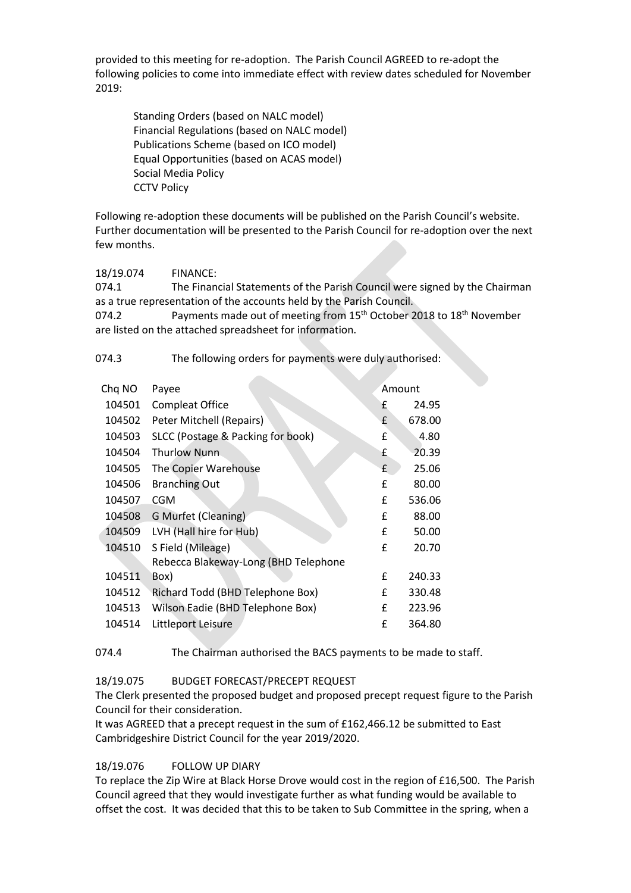provided to this meeting for re-adoption. The Parish Council AGREED to re-adopt the following policies to come into immediate effect with review dates scheduled for November 2019:

Standing Orders (based on NALC model)
Financial Regulations (based on NALC model)
Publications Scheme (based on ICO model)
Equal Opportunities (based on ACAS model)
Social Media Policy
CCTV Policy

Following re-adoption these documents will be published on the Parish Council's website. Further documentation will be presented to the Parish Council for re-adoption over the next few months.

18/19.074 FINANCE:

074.1 The Financial Statements of the Parish Council were signed by the Chairman as a true representation of the accounts held by the Parish Council.

074.2 Payments made out of meeting from 15th October 2018 to 18th November are listed on the attached spreadsheet for information.

074.3 The following orders for payments were duly authorised:

| Chq NO | Payee | Amount | |
|---|---|---|---|
| 104501 | Compleat Office | £ | 24.95 |
| 104502 | Peter Mitchell (Repairs) | £ | 678.00 |
| 104503 | SLCC (Postage & Packing for book) | £ | 4.80 |
| 104504 | Thurlow Nunn | £ | 20.39 |
| 104505 | The Copier Warehouse | £ | 25.06 |
| 104506 | Branching Out | £ | 80.00 |
| 104507 | CGM | £ | 536.06 |
| 104508 | G Murfet (Cleaning) | £ | 88.00 |
| 104509 | LVH (Hall hire for Hub) | £ | 50.00 |
| 104510 | S Field (Mileage) | £ | 20.70 |
| 104511 | Rebecca Blakeway-Long (BHD Telephone Box) | £ | 240.33 |
| 104512 | Richard Todd (BHD Telephone Box) | £ | 330.48 |
| 104513 | Wilson Eadie (BHD Telephone Box) | £ | 223.96 |
| 104514 | Littleport Leisure | £ | 364.80 |

074.4 The Chairman authorised the BACS payments to be made to staff.

18/19.075 BUDGET FORECAST/PRECEPT REQUEST

The Clerk presented the proposed budget and proposed precept request figure to the Parish Council for their consideration.

It was AGREED that a precept request in the sum of £162,466.12 be submitted to East Cambridgeshire District Council for the year 2019/2020.

18/19.076 FOLLOW UP DIARY

To replace the Zip Wire at Black Horse Drove would cost in the region of £16,500. The Parish Council agreed that they would investigate further as what funding would be available to offset the cost. It was decided that this to be taken to Sub Committee in the spring, when a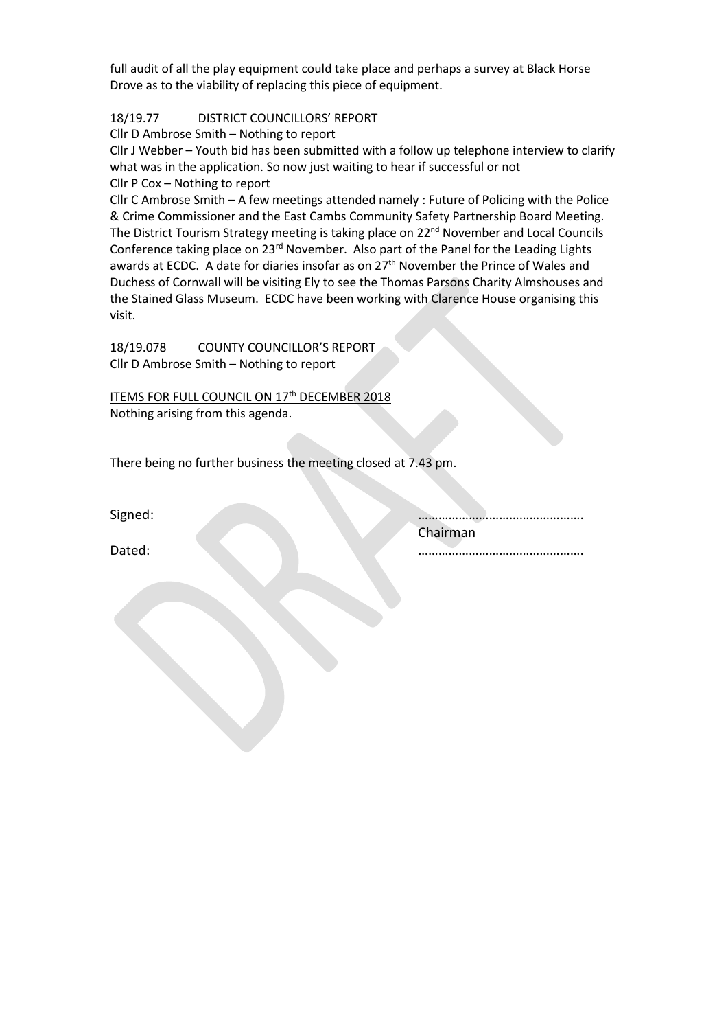full audit of all the play equipment could take place and perhaps a survey at Black Horse Drove as to the viability of replacing this piece of equipment.

18/19.77 DISTRICT COUNCILLORS' REPORT

Cllr D Ambrose Smith – Nothing to report

Cllr J Webber – Youth bid has been submitted with a follow up telephone interview to clarify what was in the application. So now just waiting to hear if successful or not

Cllr P Cox – Nothing to report

Cllr C Ambrose Smith – A few meetings attended namely : Future of Policing with the Police & Crime Commissioner and the East Cambs Community Safety Partnership Board Meeting. The District Tourism Strategy meeting is taking place on 22nd November and Local Councils Conference taking place on 23rd November. Also part of the Panel for the Leading Lights awards at ECDC. A date for diaries insofar as on 27th November the Prince of Wales and Duchess of Cornwall will be visiting Ely to see the Thomas Parsons Charity Almshouses and the Stained Glass Museum. ECDC have been working with Clarence House organising this visit.

18/19.078 COUNTY COUNCILLOR'S REPORT

Cllr D Ambrose Smith – Nothing to report

ITEMS FOR FULL COUNCIL ON 17th DECEMBER 2018

Nothing arising from this agenda.

There being no further business the meeting closed at 7.43 pm.

Signed: ………………………………………….
Chairman

Dated: ………………………………………….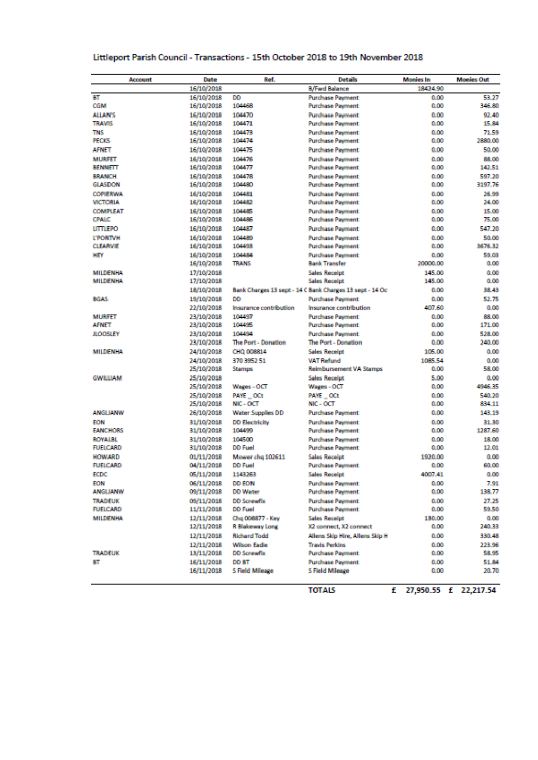## Littleport Parish Council - Transactions - 15th October 2018 to 19th November 2018

| Account | Date | Ref. | Details | Monies In | Monies Out |
|---|---|---|---|---|---|
| | 16/10/2018 | | B/Fwd Balance | 18424.90 | |
| BT | 16/10/2018 | DD | Purchase Payment | 0.00 | 53.27 |
| CGM | 16/10/2018 | 104468 | Purchase Payment | 0.00 | 346.80 |
| ALLAN'S | 16/10/2018 | 104470 | Purchase Payment | 0.00 | 92.40 |
| TRAVIS | 16/10/2018 | 104471 | Purchase Payment | 0.00 | 15.84 |
| TNS | 16/10/2018 | 104473 | Purchase Payment | 0.00 | 71.59 |
| PECKS | 16/10/2018 | 104474 | Purchase Payment | 0.00 | 2880.00 |
| AFNET | 16/10/2018 | 104475 | Purchase Payment | 0.00 | 50.00 |
| MURFET | 16/10/2018 | 104476 | Purchase Payment | 0.00 | 88.00 |
| BENNETT | 16/10/2018 | 104477 | Purchase Payment | 0.00 | 142.51 |
| BRANCH | 16/10/2018 | 104478 | Purchase Payment | 0.00 | 597.20 |
| GLASDON | 16/10/2018 | 104480 | Purchase Payment | 0.00 | 3197.76 |
| COPIERWA | 16/10/2018 | 104481 | Purchase Payment | 0.00 | 26.99 |
| VICTORIA | 16/10/2018 | 104482 | Purchase Payment | 0.00 | 24.00 |
| COMPLEAT | 16/10/2018 | 104485 | Purchase Payment | 0.00 | 15.00 |
| CPALC | 16/10/2018 | 104486 | Purchase Payment | 0.00 | 75.00 |
| LITTLEPO | 16/10/2018 | 104487 | Purchase Payment | 0.00 | 547.20 |
| L'PORTVH | 16/10/2018 | 104489 | Purchase Payment | 0.00 | 50.00 |
| CLEARVIE | 16/10/2018 | 104493 | Purchase Payment | 0.00 | 3676.32 |
| HEY | 16/10/2018 | 104484 | Purchase Payment | 0.00 | 59.03 |
| | 16/10/2018 | TRANS | Bank Transfer | 20000.00 | 0.00 |
| MILDENHA | 17/10/2018 | | Sales Receipt | 145.00 | 0.00 |
| MILDENHA | 17/10/2018 | | Sales Receipt | 145.00 | 0.00 |
| | 18/10/2018 | Bank Charges 13 sept - 14 C | Bank Charges 13 sept - 14 Oc | 0.00 | 38.43 |
| BGAS | 19/10/2018 | DD | Purchase Payment | 0.00 | 52.75 |
| | 22/10/2018 | Insurance contribution | Insurance contribution | 407.60 | 0.00 |
| MURFET | 23/10/2018 | 104497 | Purchase Payment | 0.00 | 88.00 |
| AFNET | 23/10/2018 | 104495 | Purchase Payment | 0.00 | 171.00 |
| JLOOSLEY | 23/10/2018 | 104494 | Purchase Payment | 0.00 | 528.00 |
| | 23/10/2018 | The Port - Donation | The Port - Donation | 0.00 | 240.00 |
| MILDENHA | 24/10/2018 | CHQ 008814 | Sales Receipt | 105.00 | 0.00 |
| | 24/10/2018 | 370 3952 51 | VAT Refund | 1085.54 | 0.00 |
| | 25/10/2018 | Stamps | Reimbursement VA Stamps | 0.00 | 58.00 |
| GWILLIAM | 25/10/2018 | | Sales Receipt | 5.00 | 0.00 |
| | 25/10/2018 | Wages - OCT | Wages - OCT | 0.00 | 4946.35 |
| | 25/10/2018 | PAYE _ OCt | PAYE _ OCt | 0.00 | 540.20 |
| | 25/10/2018 | NIC - OCT | NIC - OCT | 0.00 | 834.11 |
| ANGLIANW | 26/10/2018 | Water Supplies DD | Purchase Payment | 0.00 | 143.19 |
| EON | 31/10/2018 | DD Electricity | Purchase Payment | 0.00 | 31.30 |
| EANCHORS | 31/10/2018 | 104499 | Purchase Payment | 0.00 | 1287.60 |
| ROYALBL | 31/10/2018 | 104500 | Purchase Payment | 0.00 | 18.00 |
| FUELCARD | 31/10/2018 | DD Fuel | Purchase Payment | 0.00 | 12.01 |
| HOWARD | 01/11/2018 | Mower chq 102611 | Sales Receipt | 1920.00 | 0.00 |
| FUELCARD | 04/11/2018 | DD Fuel | Purchase Payment | 0.00 | 60.00 |
| ECDC | 05/11/2018 | 1143263 | Sales Receipt | 4007.41 | 0.00 |
| EON | 06/11/2018 | DD EON | Purchase Payment | 0.00 | 7.91 |
| ANGLIANW | 09/11/2018 | DD Water | Purchase Payment | 0.00 | 138.77 |
| TRADEUK | 09/11/2018 | DD Screwfix | Purchase Payment | 0.00 | 27.25 |
| FUELCARD | 11/11/2018 | DD Fuel | Purchase Payment | 0.00 | 59.50 |
| MILDENHA | 12/11/2018 | Chq 008877 - Key | Sales Receipt | 130.00 | 0.00 |
| | 12/11/2018 | R Blakeway Long | X2 connect, X2 connect | 0.00 | 240.33 |
| | 12/11/2018 | Richard Todd | Allens Skip Hire, Allens Skip H | 0.00 | 330.48 |
| | 12/11/2018 | Wilson Eadie | Travis Perkins | 0.00 | 223.96 |
| TRADEUK | 13/11/2018 | DD Screwfix | Purchase Payment | 0.00 | 58.95 |
| BT | 16/11/2018 | DD BT | Purchase Payment | 0.00 | 51.84 |
| | 16/11/2018 | S Field Mileage | S Field Mileage | 0.00 | 20.70 |
| | | | **TOTALS** | **£ 27,950.55** | **£ 22,217.54** |